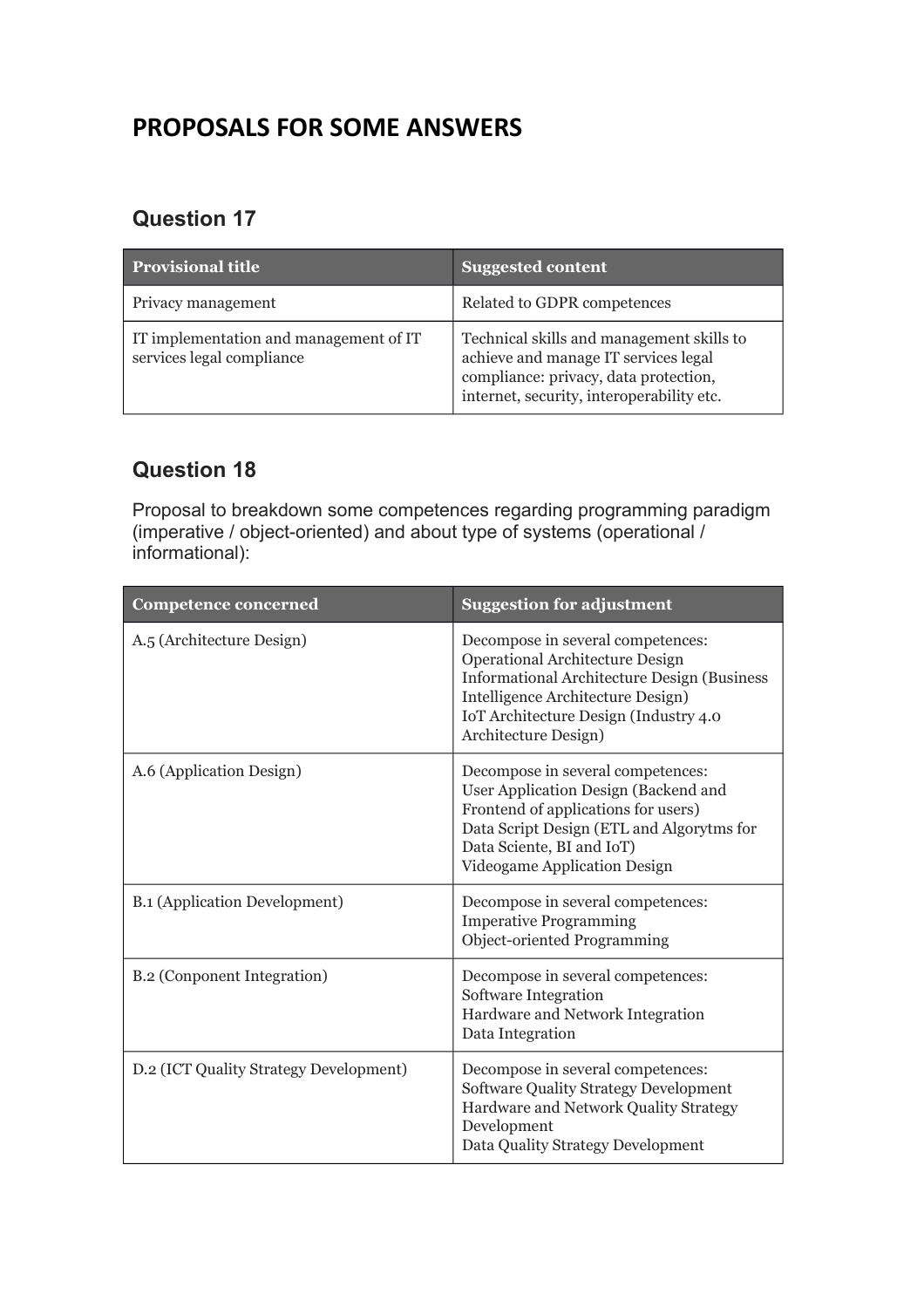# PROPOSALS FOR SOME ANSWERS

## Question 17

| Provisional title | Suggested content |
|---|---|
| Privacy management | Related to GDPR competences |
| IT implementation and management of IT services legal compliance | Technical skills and management skills to achieve and manage IT services legal compliance: privacy, data protection, internet, security, interoperability etc. |

## Question 18

Proposal to breakdown some competences regarding programming paradigm (imperative / object-oriented) and about type of systems (operational / informational):

| Competence concerned | Suggestion for adjustment |
|---|---|
| A.5 (Architecture Design) | Decompose in several competences:<br>Operational Architecture Design<br>Informational Architecture Design (Business Intelligence Architecture Design)<br>IoT Architecture Design (Industry 4.0 Architecture Design) |
| A.6 (Application Design) | Decompose in several competences:<br>User Application Design (Backend and Frontend of applications for users)<br>Data Script Design (ETL and Algorytms for Data Sciente, BI and IoT)<br>Videogame Application Design |
| B.1 (Application Development) | Decompose in several competences:<br>Imperative Programming<br>Object-oriented Programming |
| B.2 (Conponent Integration) | Decompose in several competences:<br>Software Integration<br>Hardware and Network Integration<br>Data Integration |
| D.2 (ICT Quality Strategy Development) | Decompose in several competences:<br>Software Quality Strategy Development<br>Hardware and Network Quality Strategy Development<br>Data Quality Strategy Development |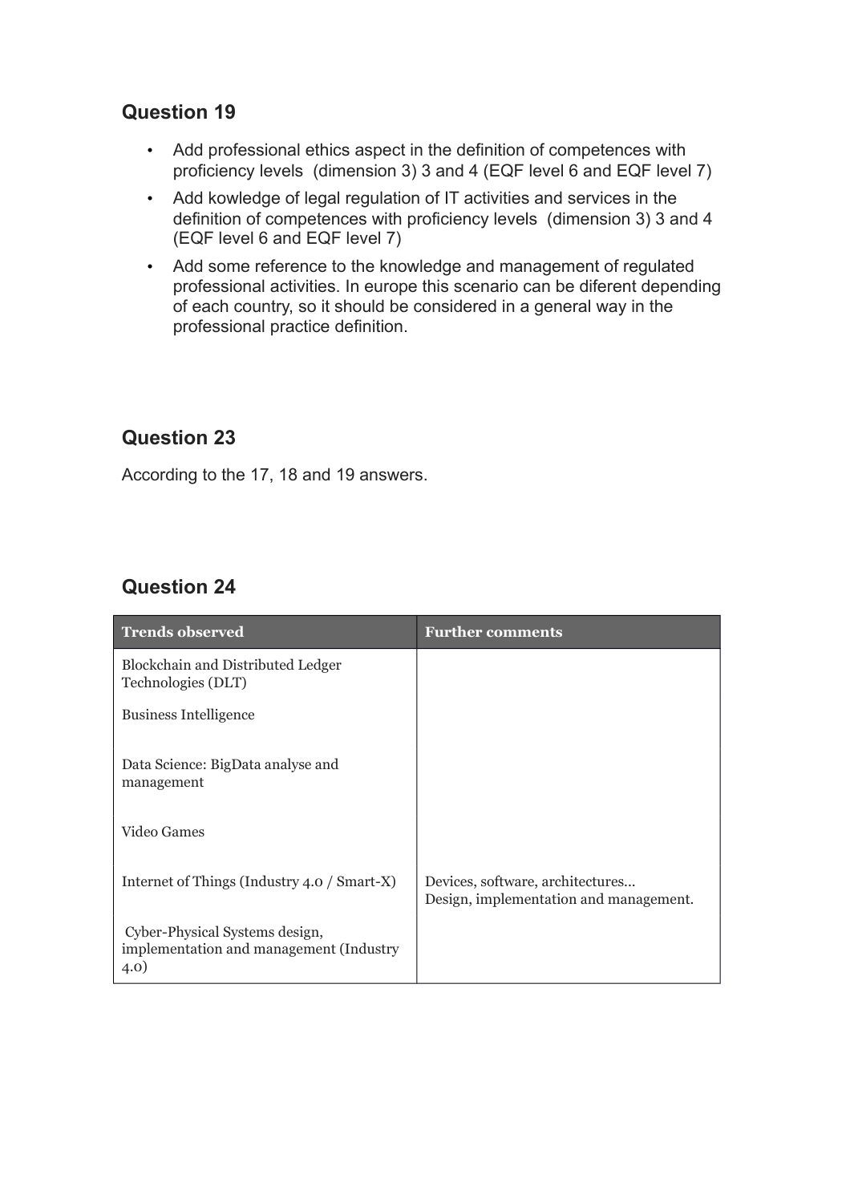## Question 19

- Add professional ethics aspect in the definition of competences with proficiency levels (dimension 3) 3 and 4 (EQF level 6 and EQF level 7)
- Add kowledge of legal regulation of IT activities and services in the definition of competences with proficiency levels (dimension 3) 3 and 4 (EQF level 6 and EQF level 7)
- Add some reference to the knowledge and management of regulated professional activities. In europe this scenario can be diferent depending of each country, so it should be considered in a general way in the professional practice definition.

## Question 23

According to the 17, 18 and 19 answers.

## Question 24

| Trends observed | Further comments |
|---|---|
| Blockchain and Distributed Ledger Technologies (DLT) | |
| Business Intelligence | |
| Data Science: BigData analyse and management | |
| Video Games | |
| Internet of Things (Industry 4.0 / Smart-X) | Devices, software, architectures... Design, implementation and management. |
| Cyber-Physical Systems design, implementation and management (Industry 4.0) | |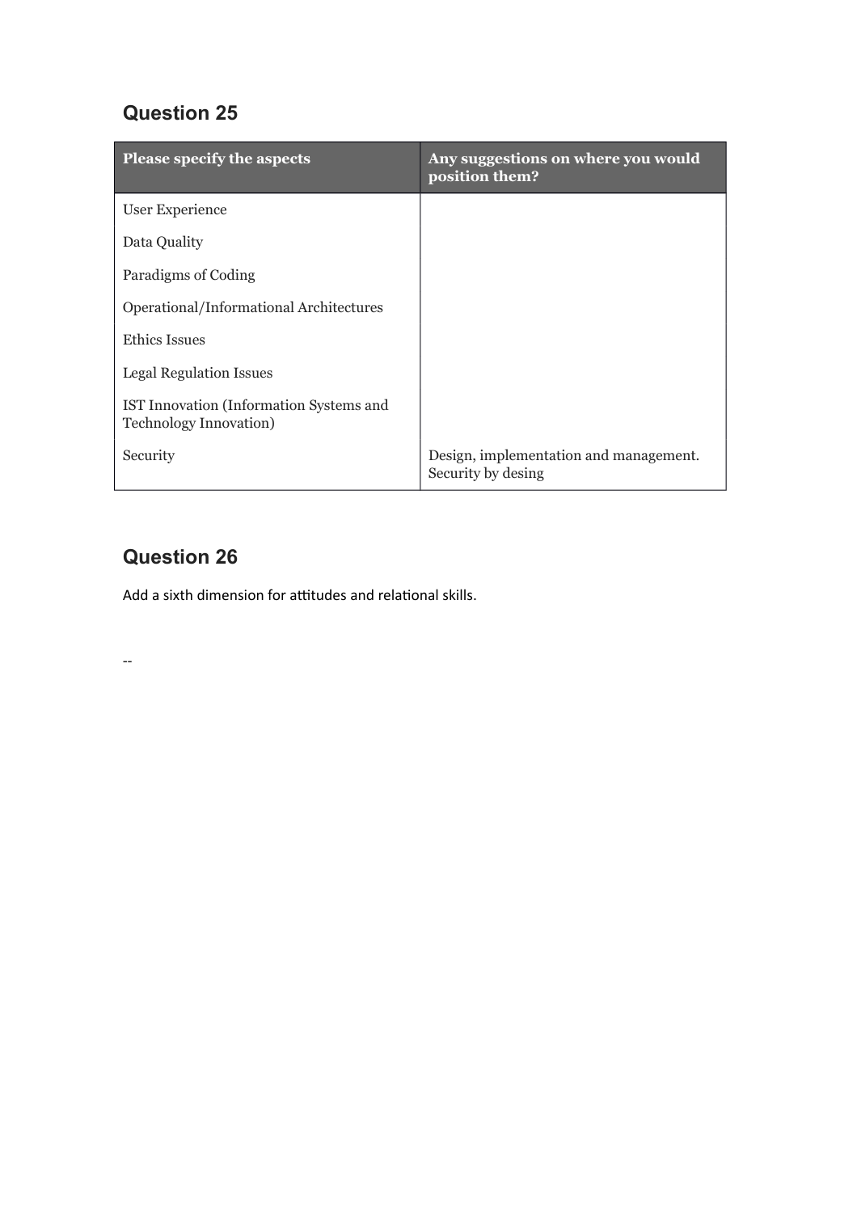## Question 25

| Please specify the aspects | Any suggestions on where you would position them? |
|---|---|
| User Experience<br><br>Data Quality<br><br>Paradigms of Coding<br><br>Operational/Informational Architectures<br><br>Ethics Issues<br><br>Legal Regulation Issues<br><br>IST Innovation (Information Systems and Technology Innovation)<br><br>Security | <br><br><br><br><br><br><br><br><br><br><br><br><br><br>Design, implementation and management. Security by desing |

## Question 26

Add a sixth dimension for attitudes and relational skills.

--